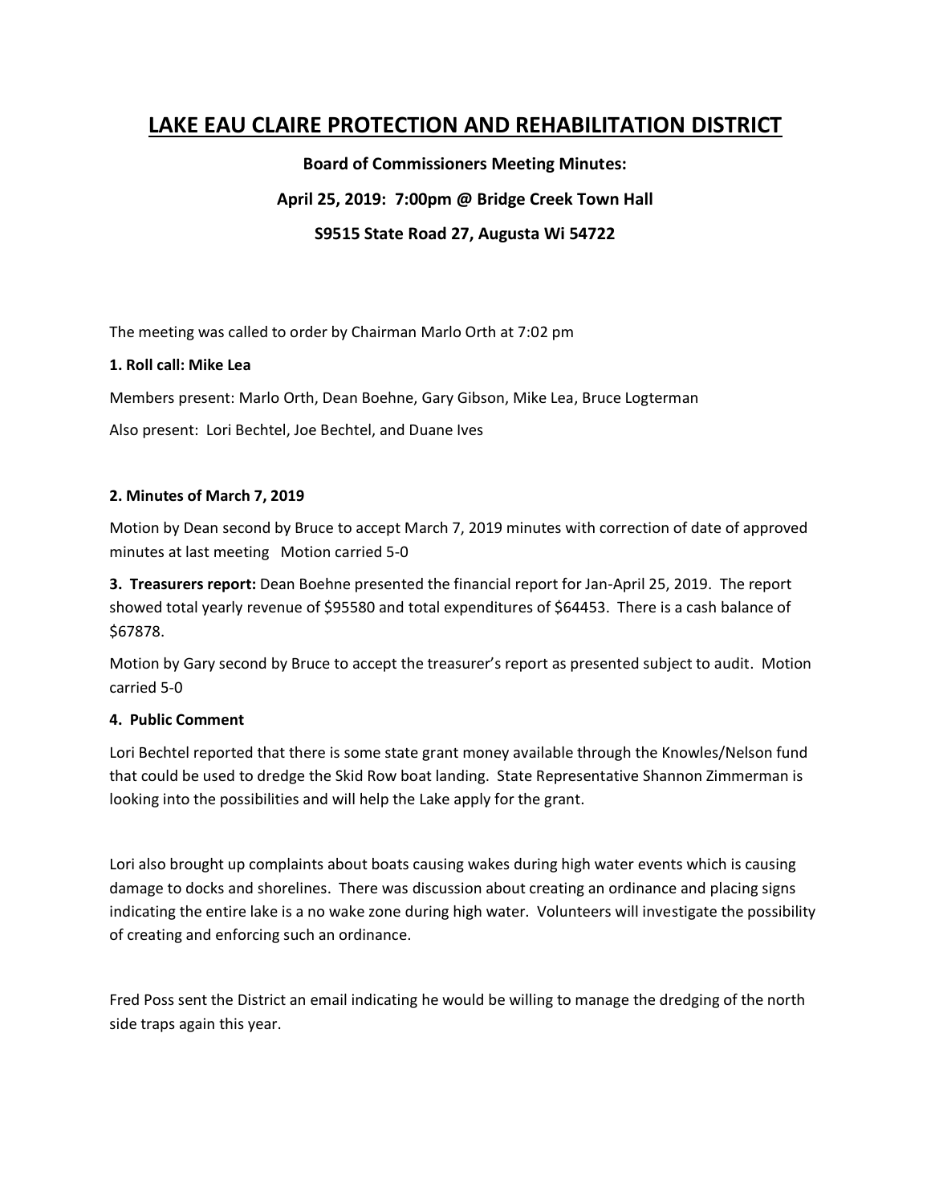# LAKE EAU CLAIRE PROTECTION AND REHABILITATION DISTRICT

**Board of Commissioners Meeting Minutes:**

**April 25, 2019: 7:00pm @ Bridge Creek Town Hall**

**S9515 State Road 27, Augusta Wi 54722**

The meeting was called to order by Chairman Marlo Orth at 7:02 pm

**1. Roll call: Mike Lea**

Members present: Marlo Orth, Dean Boehne, Gary Gibson, Mike Lea, Bruce Logterman

Also present: Lori Bechtel, Joe Bechtel, and Duane Ives

**2. Minutes of March 7, 2019**

Motion by Dean second by Bruce to accept March 7, 2019 minutes with correction of date of approved minutes at last meeting Motion carried 5-0

**3. Treasurers report:** Dean Boehne presented the financial report for Jan-April 25, 2019. The report showed total yearly revenue of $95580 and total expenditures of $64453. There is a cash balance of $67878.

Motion by Gary second by Bruce to accept the treasurer's report as presented subject to audit. Motion carried 5-0

**4. Public Comment**

Lori Bechtel reported that there is some state grant money available through the Knowles/Nelson fund that could be used to dredge the Skid Row boat landing. State Representative Shannon Zimmerman is looking into the possibilities and will help the Lake apply for the grant.

Lori also brought up complaints about boats causing wakes during high water events which is causing damage to docks and shorelines. There was discussion about creating an ordinance and placing signs indicating the entire lake is a no wake zone during high water. Volunteers will investigate the possibility of creating and enforcing such an ordinance.

Fred Poss sent the District an email indicating he would be willing to manage the dredging of the north side traps again this year.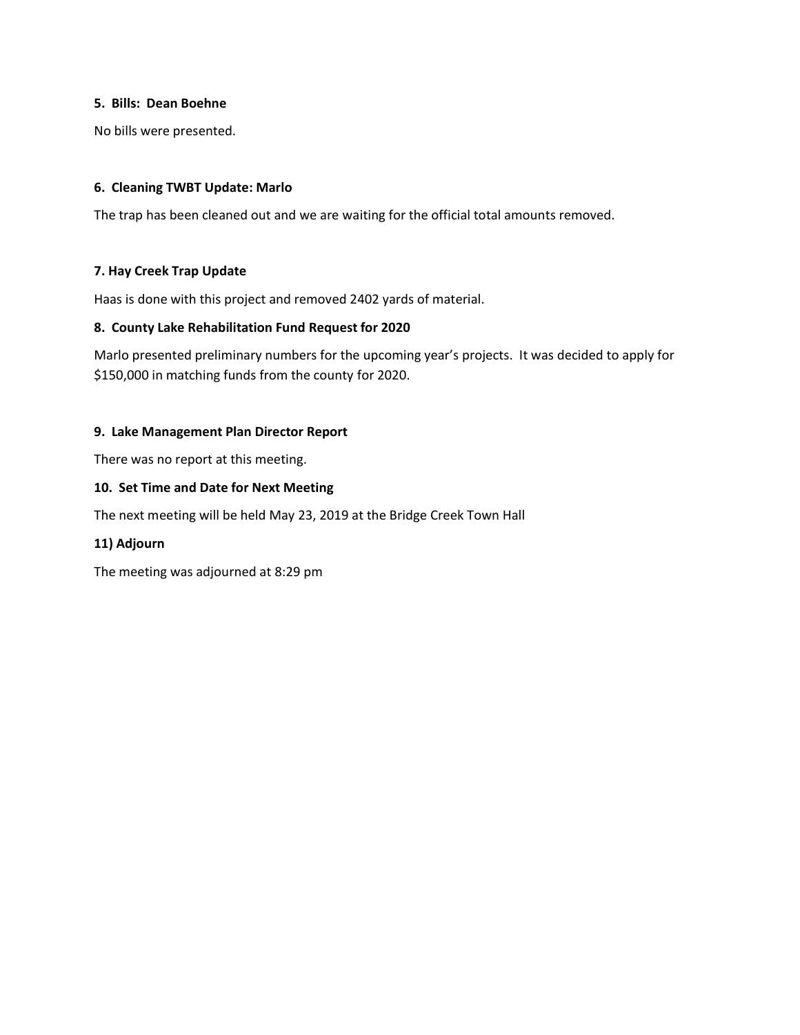**5. Bills: Dean Boehne**

No bills were presented.

**6. Cleaning TWBT Update: Marlo**

The trap has been cleaned out and we are waiting for the official total amounts removed.

**7. Hay Creek Trap Update**

Haas is done with this project and removed 2402 yards of material.

**8. County Lake Rehabilitation Fund Request for 2020**

Marlo presented preliminary numbers for the upcoming year's projects. It was decided to apply for $150,000 in matching funds from the county for 2020.

**9. Lake Management Plan Director Report**

There was no report at this meeting.

**10. Set Time and Date for Next Meeting**

The next meeting will be held May 23, 2019 at the Bridge Creek Town Hall

**11) Adjourn**

The meeting was adjourned at 8:29 pm